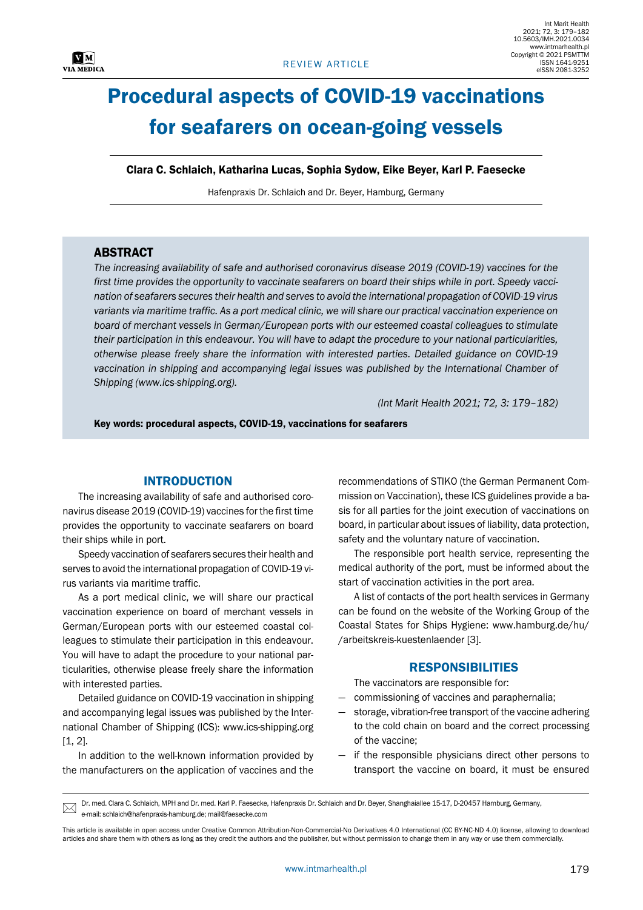REVIEW ARTICLE

# Procedural aspects of COVID-19 vaccinations for seafarers on ocean-going vessels

**Clara C. Schlaich, Katharina Lucas, Sophia Sydow, Eike Beyer, Karl P. Faesecke**

Hafenpraxis Dr. Schlaich and Dr. Beyer, Hamburg, Germany

## ABSTRACT

*The increasing availability of safe and authorised coronavirus disease 2019 (COVID-19) vaccines for the first time provides the opportunity to vaccinate seafarers on board their ships while in port. Speedy vaccination of seafarers secures their health and serves to avoid the international propagation of COVID-19 virus variants via maritime traffic. As a port medical clinic, we will share our practical vaccination experience on board of merchant vessels in German/European ports with our esteemed coastal colleagues to stimulate their participation in this endeavour. You will have to adapt the procedure to your national particularities, otherwise please freely share the information with interested parties. Detailed guidance on COVID-19 vaccination in shipping and accompanying legal issues was published by the International Chamber of Shipping (www.ics-shipping.org).*

*(Int Marit Health 2021; 72, 3: 179–182)*

**Key words: procedural aspects, COVID-19, vaccinations for seafarers**

## INTRODUCTION

The increasing availability of safe and authorised coronavirus disease 2019 (COVID-19) vaccines for the first time provides the opportunity to vaccinate seafarers on board their ships while in port.

Speedy vaccination of seafarers secures their health and serves to avoid the international propagation of COVID-19 virus variants via maritime traffic.

As a port medical clinic, we will share our practical vaccination experience on board of merchant vessels in German/European ports with our esteemed coastal colleagues to stimulate their participation in this endeavour. You will have to adapt the procedure to your national particularities, otherwise please freely share the information with interested parties.

Detailed guidance on COVID-19 vaccination in shipping and accompanying legal issues was published by the International Chamber of Shipping (ICS): www.ics-shipping.org [1, 2].

In addition to the well-known information provided by the manufacturers on the application of vaccines and the recommendations of STIKO (the German Permanent Commission on Vaccination), these ICS guidelines provide a basis for all parties for the joint execution of vaccinations on board, in particular about issues of liability, data protection, safety and the voluntary nature of vaccination.

The responsible port health service, representing the medical authority of the port, must be informed about the start of vaccination activities in the port area.

A list of contacts of the port health services in Germany can be found on the website of the Working Group of the Coastal States for Ships Hygiene: www.hamburg.de/hu/ /arbeitskreis-kuestenlaender [3].

## RESPONSIBILITIES

The vaccinators are responsible for:

- commissioning of vaccines and paraphernalia;
- storage, vibration-free transport of the vaccine adhering to the cold chain on board and the correct processing of the vaccine;
- if the responsible physicians direct other persons to transport the vaccine on board, it must be ensured

---

Dr. med. Clara C. Schlaich, MPH and Dr. med. Karl P. Faesecke, Hafenpraxis Dr. Schlaich and Dr. Beyer, Shanghaiallee 15-17, D-20457 Hamburg, Germany, e-mail: schlaich@hafenpraxis-hamburg.de; mail@faesecke.com

This article is available in open access under Creative Common Attribution-Non-Commercial-No Derivatives 4.0 International (CC BY-NC-ND 4.0) license, allowing to download articles and share them with others as long as they credit the authors and the publisher, but without permission to change them in any way or use them commercially.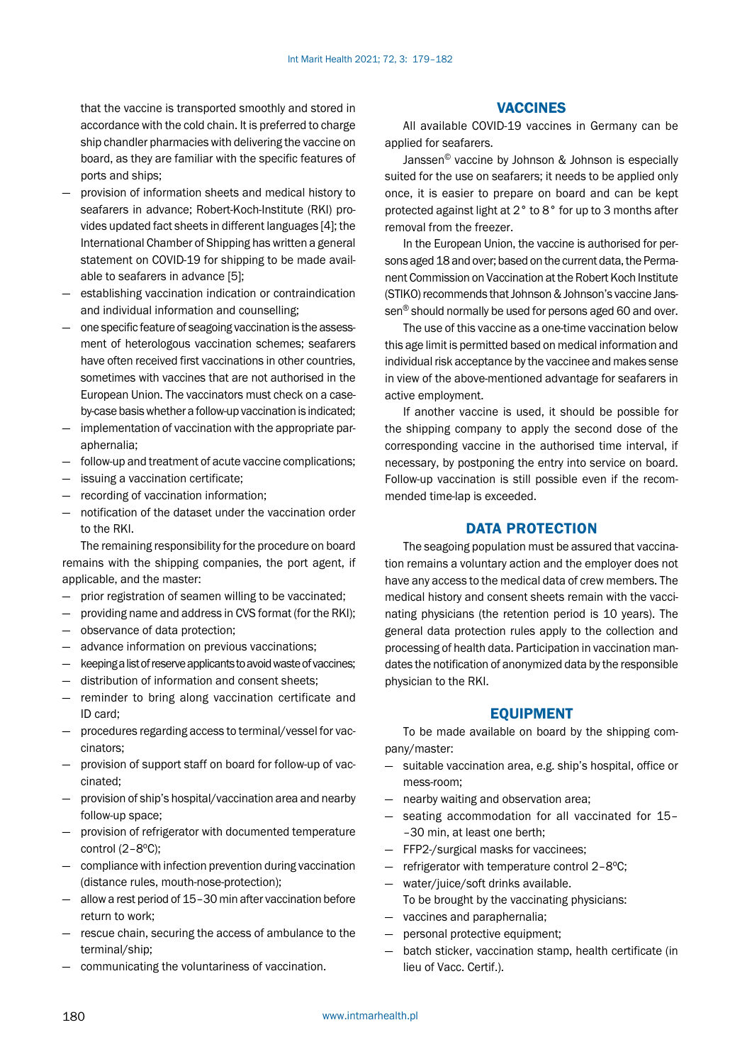that the vaccine is transported smoothly and stored in accordance with the cold chain. It is preferred to charge ship chandler pharmacies with delivering the vaccine on board, as they are familiar with the specific features of ports and ships;

- provision of information sheets and medical history to seafarers in advance; Robert-Koch-Institute (RKI) provides updated fact sheets in different languages [4]; the International Chamber of Shipping has written a general statement on COVID-19 for shipping to be made available to seafarers in advance [5];
- establishing vaccination indication or contraindication and individual information and counselling;
- one specific feature of seagoing vaccination is the assessment of heterologous vaccination schemes; seafarers have often received first vaccinations in other countries, sometimes with vaccines that are not authorised in the European Union. The vaccinators must check on a case-by-case basis whether a follow-up vaccination is indicated;
- implementation of vaccination with the appropriate paraphernalia;
- follow-up and treatment of acute vaccine complications;
- issuing a vaccination certificate;
- recording of vaccination information;
- notification of the dataset under the vaccination order to the RKI.

The remaining responsibility for the procedure on board remains with the shipping companies, the port agent, if applicable, and the master:

- prior registration of seamen willing to be vaccinated;
- providing name and address in CVS format (for the RKI);
- observance of data protection;
- advance information on previous vaccinations;
- keeping a list of reserve applicants to avoid waste of vaccines;
- distribution of information and consent sheets;
- reminder to bring along vaccination certificate and ID card;
- procedures regarding access to terminal/vessel for vaccinators;
- provision of support staff on board for follow-up of vaccinated;
- provision of ship's hospital/vaccination area and nearby follow-up space;
- provision of refrigerator with documented temperature control (2–8°C);
- compliance with infection prevention during vaccination (distance rules, mouth-nose-protection);
- allow a rest period of 15–30 min after vaccination before return to work;
- rescue chain, securing the access of ambulance to the terminal/ship;
- communicating the voluntariness of vaccination.

## VACCINES

All available COVID-19 vaccines in Germany can be applied for seafarers.

Janssen© vaccine by Johnson & Johnson is especially suited for the use on seafarers; it needs to be applied only once, it is easier to prepare on board and can be kept protected against light at 2° to 8° for up to 3 months after removal from the freezer.

In the European Union, the vaccine is authorised for persons aged 18 and over; based on the current data, the Permanent Commission on Vaccination at the Robert Koch Institute (STIKO) recommends that Johnson & Johnson's vaccine Janssen® should normally be used for persons aged 60 and over.

The use of this vaccine as a one-time vaccination below this age limit is permitted based on medical information and individual risk acceptance by the vaccinee and makes sense in view of the above-mentioned advantage for seafarers in active employment.

If another vaccine is used, it should be possible for the shipping company to apply the second dose of the corresponding vaccine in the authorised time interval, if necessary, by postponing the entry into service on board. Follow-up vaccination is still possible even if the recommended time-lap is exceeded.

## DATA PROTECTION

The seagoing population must be assured that vaccination remains a voluntary action and the employer does not have any access to the medical data of crew members. The medical history and consent sheets remain with the vaccinating physicians (the retention period is 10 years). The general data protection rules apply to the collection and processing of health data. Participation in vaccination mandates the notification of anonymized data by the responsible physician to the RKI.

## EQUIPMENT

To be made available on board by the shipping company/master:

- suitable vaccination area, e.g. ship's hospital, office or mess-room;
- nearby waiting and observation area;
- seating accommodation for all vaccinated for 15––30 min, at least one berth;
- FFP2-/surgical masks for vaccinees;
- refrigerator with temperature control 2–8°C;
- water/juice/soft drinks available.

To be brought by the vaccinating physicians:

- vaccines and paraphernalia;
- personal protective equipment;
- batch sticker, vaccination stamp, health certificate (in lieu of Vacc. Certif.).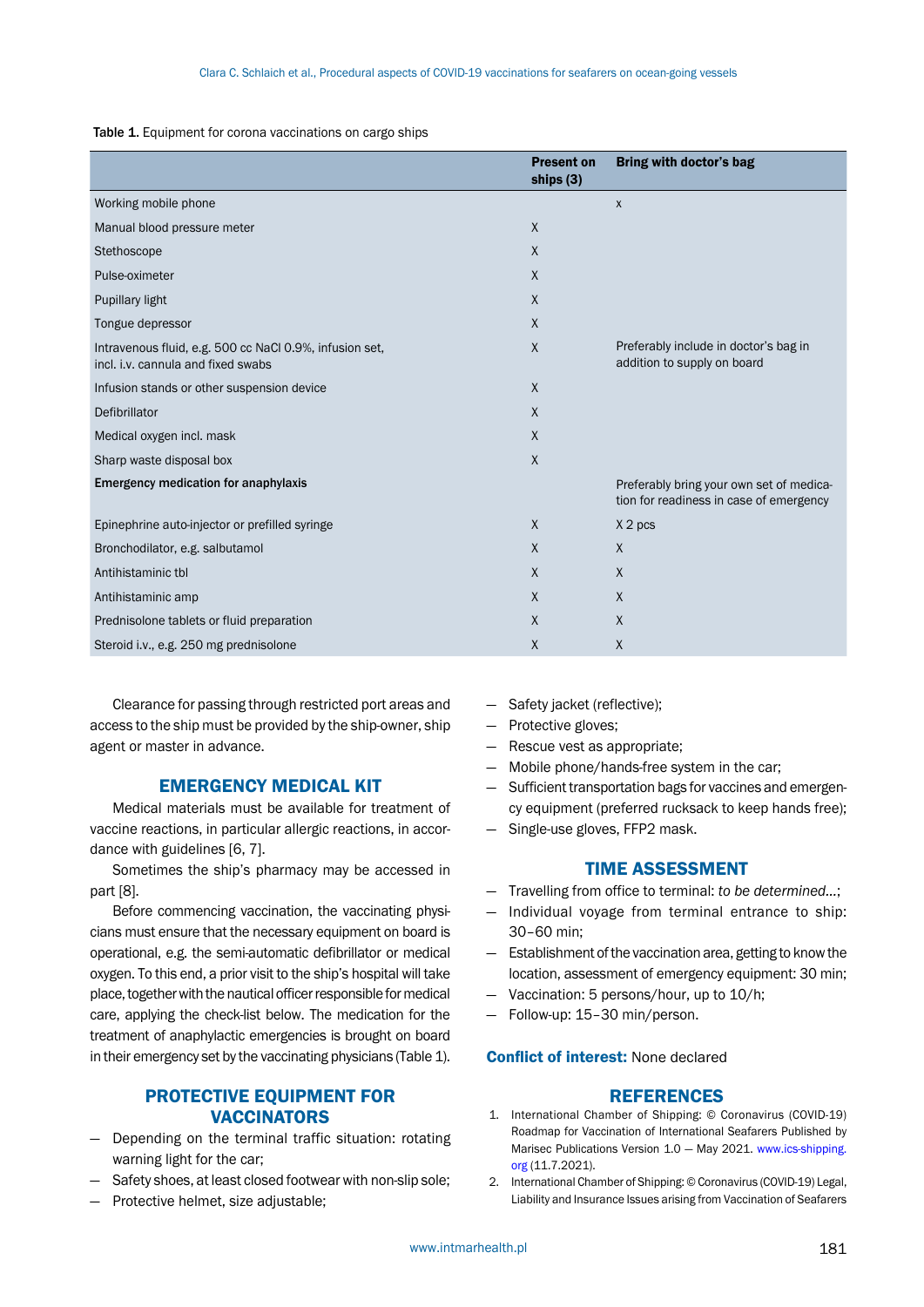**Table 1.** Equipment for corona vaccinations on cargo ships

| | Present on ships (3) | Bring with doctor's bag |
|---|---|---|
| Working mobile phone | | x |
| Manual blood pressure meter | X | |
| Stethoscope | X | |
| Pulse-oximeter | X | |
| Pupillary light | X | |
| Tongue depressor | X | |
| Intravenous fluid, e.g. 500 cc NaCl 0.9%, infusion set, incl. i.v. cannula and fixed swabs | X | Preferably include in doctor's bag in addition to supply on board |
| Infusion stands or other suspension device | X | |
| Defibrillator | X | |
| Medical oxygen incl. mask | X | |
| Sharp waste disposal box | X | |
| **Emergency medication for anaphylaxis** | | Preferably bring your own set of medication for readiness in case of emergency |
| Epinephrine auto-injector or prefilled syringe | X | X 2 pcs |
| Bronchodilator, e.g. salbutamol | X | X |
| Antihistaminic tbl | X | X |
| Antihistaminic amp | X | X |
| Prednisolone tablets or fluid preparation | X | X |
| Steroid i.v., e.g. 250 mg prednisolone | X | X |

Clearance for passing through restricted port areas and access to the ship must be provided by the ship-owner, ship agent or master in advance.

## EMERGENCY MEDICAL KIT

Medical materials must be available for treatment of vaccine reactions, in particular allergic reactions, in accordance with guidelines [6, 7].

Sometimes the ship's pharmacy may be accessed in part [8].

Before commencing vaccination, the vaccinating physicians must ensure that the necessary equipment on board is operational, e.g. the semi-automatic defibrillator or medical oxygen. To this end, a prior visit to the ship's hospital will take place, together with the nautical officer responsible for medical care, applying the check-list below. The medication for the treatment of anaphylactic emergencies is brought on board in their emergency set by the vaccinating physicians (Table 1).

## PROTECTIVE EQUIPMENT FOR VACCINATORS

- Depending on the terminal traffic situation: rotating warning light for the car;
- Safety shoes, at least closed footwear with non-slip sole;
- Protective helmet, size adjustable;
- Safety jacket (reflective);
- Protective gloves;
- Rescue vest as appropriate;
- Mobile phone/hands-free system in the car;
- Sufficient transportation bags for vaccines and emergency equipment (preferred rucksack to keep hands free);
- Single-use gloves, FFP2 mask.

## TIME ASSESSMENT

- Travelling from office to terminal: *to be determined...*;
- Individual voyage from terminal entrance to ship: 30–60 min;
- Establishment of the vaccination area, getting to know the location, assessment of emergency equipment: 30 min;
- Vaccination: 5 persons/hour, up to 10/h;
- Follow-up: 15–30 min/person.

**Conflict of interest:** None declared

## REFERENCES

1. International Chamber of Shipping: © Coronavirus (COVID-19) Roadmap for Vaccination of International Seafarers Published by Marisec Publications Version 1.0 — May 2021. www.ics-shipping.org (11.7.2021).
2. International Chamber of Shipping: © Coronavirus (COVID-19) Legal, Liability and Insurance Issues arising from Vaccination of Seafarers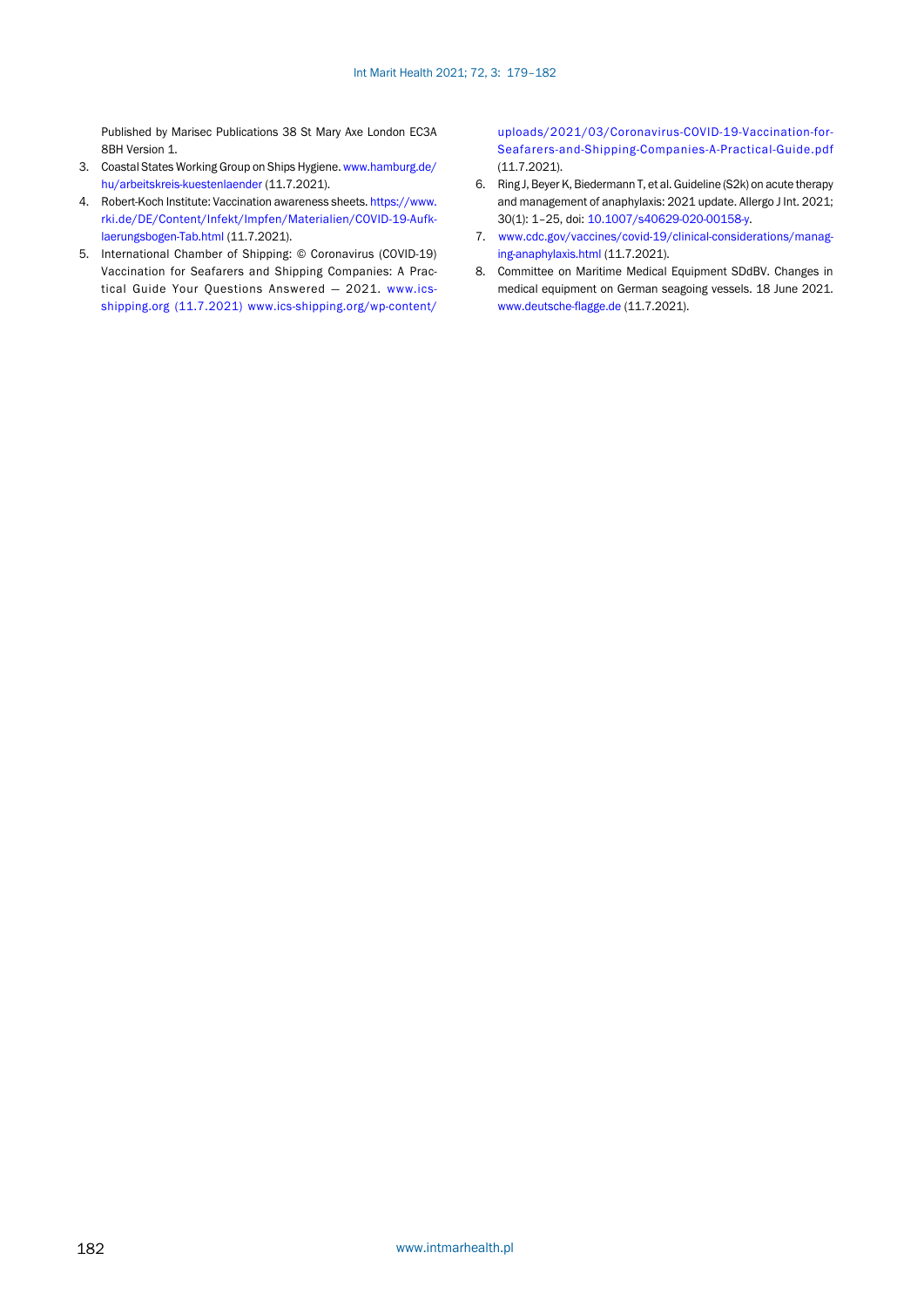Published by Marisec Publications 38 St Mary Axe London EC3A 8BH Version 1.

3. Coastal States Working Group on Ships Hygiene. www.hamburg.de/hu/arbeitskreis-kuestenlaender (11.7.2021).
4. Robert-Koch Institute: Vaccination awareness sheets. https://www.rki.de/DE/Content/Infekt/Impfen/Materialien/COVID-19-Aufklaerungsbogen-Tab.html (11.7.2021).
5. International Chamber of Shipping: © Coronavirus (COVID-19) Vaccination for Seafarers and Shipping Companies: A Practical Guide Your Questions Answered — 2021. www.ics-shipping.org (11.7.2021) www.ics-shipping.org/wp-content/uploads/2021/03/Coronavirus-COVID-19-Vaccination-for-Seafarers-and-Shipping-Companies-A-Practical-Guide.pdf (11.7.2021).
6. Ring J, Beyer K, Biedermann T, et al. Guideline (S2k) on acute therapy and management of anaphylaxis: 2021 update. Allergo J Int. 2021; 30(1): 1–25, doi: 10.1007/s40629-020-00158-y.
7. www.cdc.gov/vaccines/covid-19/clinical-considerations/managing-anaphylaxis.html (11.7.2021).
8. Committee on Maritime Medical Equipment SDdBV. Changes in medical equipment on German seagoing vessels. 18 June 2021. www.deutsche-flagge.de (11.7.2021).